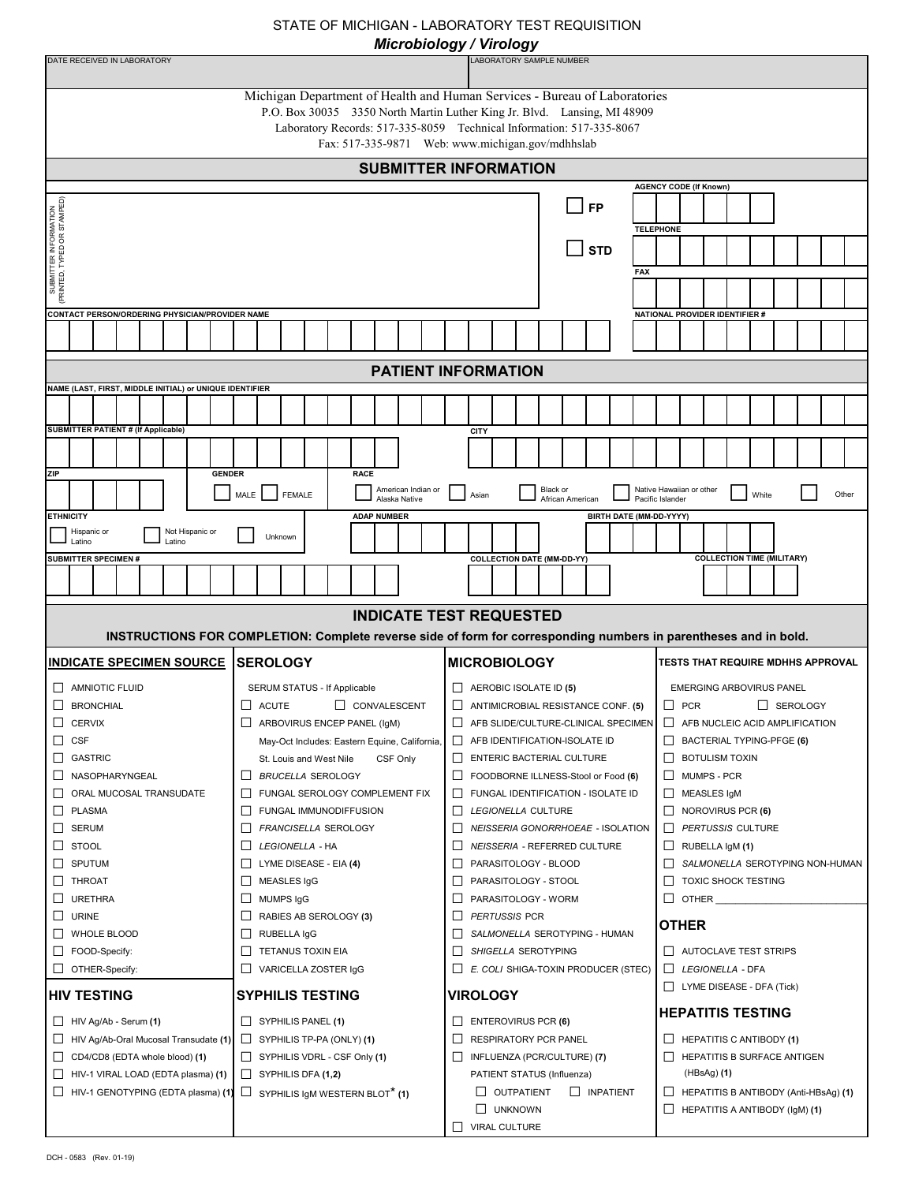# STATE OF MICHIGAN - LABORATORY TEST REQUISITION

## *Microbiology / Virology*

| DATE RECEIVED IN LABORATORY | LABORATORY SAMPLE NUMBER |
| --- | --- |
| | |

Michigan Department of Health and Human Services - Bureau of Laboratories
P.O. Box 30035 3350 North Martin Luther King Jr. Blvd. Lansing, MI 48909
Laboratory Records: 517-335-8059 Technical Information: 517-335-8067
Fax: 517-335-9871 Web: www.michigan.gov/mdhhslab

## SUBMITTER INFORMATION

SUBMITTER INFORMATION (PRINTED, TYPED OR STAMPED)

☐ FP

☐ STD

AGENCY CODE (If Known)

TELEPHONE

FAX

CONTACT PERSON/ORDERING PHYSICIAN/PROVIDER NAME

NATIONAL PROVIDER IDENTIFIER #

## PATIENT INFORMATION

NAME (LAST, FIRST, MIDDLE INITIAL) or UNIQUE IDENTIFIER

SUBMITTER PATIENT # (If Applicable)

CITY

ZIP

GENDER: ☐ MALE ☐ FEMALE

RACE: ☐ American Indian or Alaska Native ☐ Asian ☐ Black or African American ☐ Native Hawaiian or other Pacific Islander ☐ White ☐ Other

ETHNICITY: ☐ Hispanic or Latino ☐ Not Hispanic or Latino ☐ Unknown

ADAP NUMBER

BIRTH DATE (MM-DD-YYYY)

SUBMITTER SPECIMEN #

COLLECTION DATE (MM-DD-YY)

COLLECTION TIME (MILITARY)

## INDICATE TEST REQUESTED

**INSTRUCTIONS FOR COMPLETION: Complete reverse side of form for corresponding numbers in parentheses and in bold.**

### INDICATE SPECIMEN SOURCE

- ☐ AMNIOTIC FLUID
- ☐ BRONCHIAL
- ☐ CERVIX
- ☐ CSF
- ☐ GASTRIC
- ☐ NASOPHARYNGEAL
- ☐ ORAL MUCOSAL TRANSUDATE
- ☐ PLASMA
- ☐ SERUM
- ☐ STOOL
- ☐ SPUTUM
- ☐ THROAT
- ☐ URETHRA
- ☐ URINE
- ☐ WHOLE BLOOD
- ☐ FOOD-Specify:
- ☐ OTHER-Specify:

### HIV TESTING

- ☐ HIV Ag/Ab - Serum **(1)**
- ☐ HIV Ag/Ab-Oral Mucosal Transudate **(1)**
- ☐ CD4/CD8 (EDTA whole blood) **(1)**
- ☐ HIV-1 VIRAL LOAD (EDTA plasma) **(1)**
- ☐ HIV-1 GENOTYPING (EDTA plasma) **(1)**

### SEROLOGY

SERUM STATUS - If Applicable

- ☐ ACUTE ☐ CONVALESCENT
- ☐ ARBOVIRUS ENCEP PANEL (IgM)
  May-Oct Includes: Eastern Equine, California, St. Louis and West Nile CSF Only
- ☐ *BRUCELLA* SEROLOGY
- ☐ FUNGAL SEROLOGY COMPLEMENT FIX
- ☐ FUNGAL IMMUNODIFFUSION
- ☐ *FRANCISELLA* SEROLOGY
- ☐ *LEGIONELLA* - HA
- ☐ LYME DISEASE - EIA **(4)**
- ☐ MEASLES IgG
- ☐ MUMPS IgG
- ☐ RABIES AB SEROLOGY **(3)**
- ☐ RUBELLA IgG
- ☐ TETANUS TOXIN EIA
- ☐ VARICELLA ZOSTER IgG

### SYPHILIS TESTING

- ☐ SYPHILIS PANEL **(1)**
- ☐ SYPHILIS TP-PA (ONLY) **(1)**
- ☐ SYPHILIS VDRL - CSF Only **(1)**
- ☐ SYPHILIS DFA **(1,2)**
- ☐ SYPHILIS IgM WESTERN BLOT* **(1)**

### MICROBIOLOGY

- ☐ AEROBIC ISOLATE ID **(5)**
- ☐ ANTIMICROBIAL RESISTANCE CONF. **(5)**
- ☐ AFB SLIDE/CULTURE-CLINICAL SPECIMEN
- ☐ AFB IDENTIFICATION-ISOLATE ID
- ☐ ENTERIC BACTERIAL CULTURE
- ☐ FOODBORNE ILLNESS-Stool or Food **(6)**
- ☐ FUNGAL IDENTIFICATION - ISOLATE ID
- ☐ *LEGIONELLA* CULTURE
- ☐ *NEISSERIA GONORRHOEAE* - ISOLATION
- ☐ *NEISSERIA* - REFERRED CULTURE
- ☐ PARASITOLOGY - BLOOD
- ☐ PARASITOLOGY - STOOL
- ☐ PARASITOLOGY - WORM
- ☐ *PERTUSSIS* PCR
- ☐ *SALMONELLA* SEROTYPING - HUMAN
- ☐ *SHIGELLA* SEROTYPING
- ☐ *E. COLI* SHIGA-TOXIN PRODUCER (STEC)

### VIROLOGY

- ☐ ENTEROVIRUS PCR **(6)**
- ☐ RESPIRATORY PCR PANEL
- ☐ INFLUENZA (PCR/CULTURE) **(7)**
  PATIENT STATUS (Influenza)
  - ☐ OUTPATIENT ☐ INPATIENT
  - ☐ UNKNOWN
- ☐ VIRAL CULTURE

### TESTS THAT REQUIRE MDHHS APPROVAL

EMERGING ARBOVIRUS PANEL

- ☐ PCR ☐ SEROLOGY
- ☐ AFB NUCLEIC ACID AMPLIFICATION
- ☐ BACTERIAL TYPING-PFGE **(6)**
- ☐ BOTULISM TOXIN
- ☐ MUMPS - PCR
- ☐ MEASLES IgM
- ☐ NOROVIRUS PCR **(6)**
- ☐ *PERTUSSIS* CULTURE
- ☐ RUBELLA IgM **(1)**
- ☐ *SALMONELLA* SEROTYPING NON-HUMAN
- ☐ TOXIC SHOCK TESTING
- ☐ OTHER ____________

### OTHER

- ☐ AUTOCLAVE TEST STRIPS
- ☐ *LEGIONELLA* - DFA
- ☐ LYME DISEASE - DFA (Tick)

### HEPATITIS TESTING

- ☐ HEPATITIS C ANTIBODY **(1)**
- ☐ HEPATITIS B SURFACE ANTIGEN (HBsAg) **(1)**
- ☐ HEPATITIS B ANTIBODY (Anti-HBsAg) **(1)**
- ☐ HEPATITIS A ANTIBODY (IgM) **(1)**

DCH - 0583 (Rev. 01-19)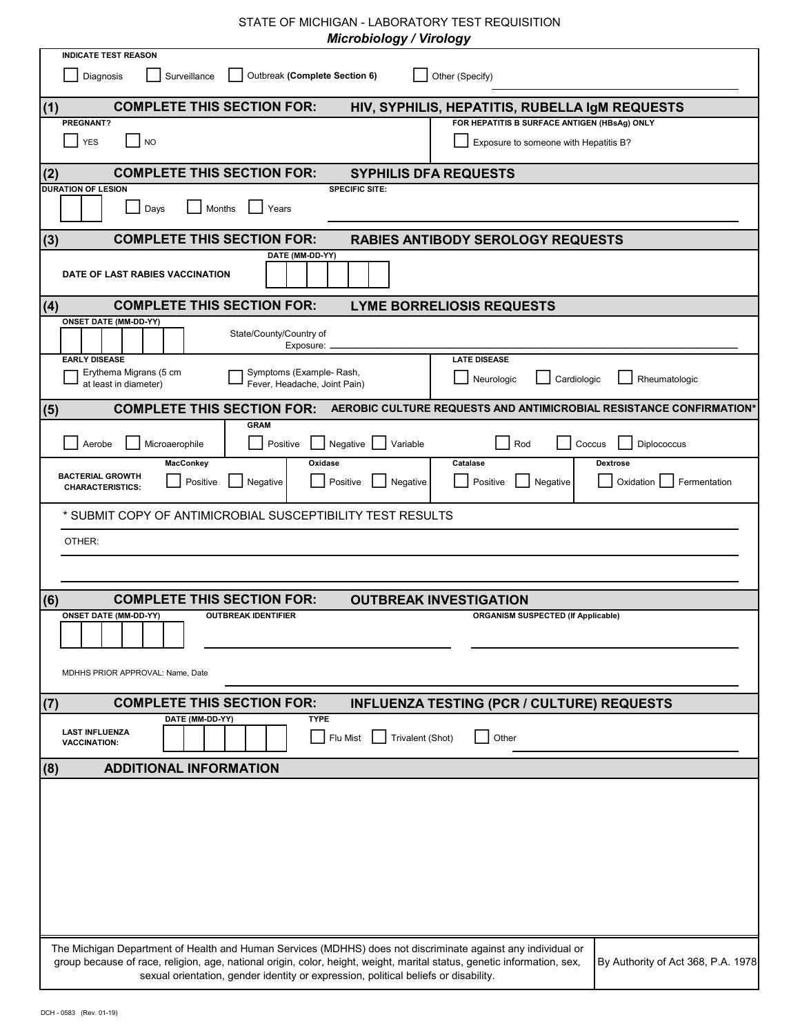# STATE OF MICHIGAN - LABORATORY TEST REQUISITION

## *Microbiology / Virology*

**INDICATE TEST REASON**

☐ Diagnosis ☐ Surveillance ☐ Outbreak **(Complete Section 6)** ☐ Other (Specify) ____________________

## (1) COMPLETE THIS SECTION FOR: HIV, SYPHILIS, HEPATITIS, RUBELLA IgM REQUESTS

**PREGNANT?**

☐ YES ☐ NO

**FOR HEPATITIS B SURFACE ANTIGEN (HBsAg) ONLY**

☐ Exposure to someone with Hepatitis B?

## (2) COMPLETE THIS SECTION FOR: SYPHILIS DFA REQUESTS

**DURATION OF LESION**

☐☐ ☐ Days ☐ Months ☐ Years

**SPECIFIC SITE:** ____________________

## (3) COMPLETE THIS SECTION FOR: RABIES ANTIBODY SEROLOGY REQUESTS

**DATE OF LAST RABIES VACCINATION** **DATE (MM-DD-YY)** ☐☐☐☐☐☐

## (4) COMPLETE THIS SECTION FOR: LYME BORRELIOSIS REQUESTS

**ONSET DATE (MM-DD-YY)** ☐☐☐☐☐☐

State/County/Country of Exposure: ____________________

**EARLY DISEASE**

☐ Erythema Migrans (5 cm at least in diameter)

☐ Symptoms (Example- Rash, Fever, Headache, Joint Pain)

**LATE DISEASE**

☐ Neurologic ☐ Cardiologic ☐ Rheumatologic

## (5) COMPLETE THIS SECTION FOR: AEROBIC CULTURE REQUESTS AND ANTIMICROBIAL RESISTANCE CONFIRMATION*

☐ Aerobe ☐ Microaerophile

**GRAM** ☐ Positive ☐ Negative ☐ Variable

☐ Rod ☐ Coccus ☐ Diplococcus

**BACTERIAL GROWTH CHARACTERISTICS:**

| MacConkey | Oxidase | Catalase | Dextrose |
|---|---|---|---|
| ☐ Positive ☐ Negative | ☐ Positive ☐ Negative | ☐ Positive ☐ Negative | ☐ Oxidation ☐ Fermentation |

\* SUBMIT COPY OF ANTIMICROBIAL SUSCEPTIBILITY TEST RESULTS

OTHER: ____________________

## (6) COMPLETE THIS SECTION FOR: OUTBREAK INVESTIGATION

**ONSET DATE (MM-DD-YY)** ☐☐☐☐☐☐

**OUTBREAK IDENTIFIER** ____________________

**ORGANISM SUSPECTED (If Applicable)** ____________________

MDHHS PRIOR APPROVAL: Name, Date ____________________

## (7) COMPLETE THIS SECTION FOR: INFLUENZA TESTING (PCR / CULTURE) REQUESTS

**LAST INFLUENZA VACCINATION:** **DATE (MM-DD-YY)** ☐☐☐☐☐☐

**TYPE** ☐ Flu Mist ☐ Trivalent (Shot) ☐ Other ____________________

## (8) ADDITIONAL INFORMATION

The Michigan Department of Health and Human Services (MDHHS) does not discriminate against any individual or group because of race, religion, age, national origin, color, height, weight, marital status, genetic information, sex, sexual orientation, gender identity or expression, political beliefs or disability.

By Authority of Act 368, P.A. 1978

DCH - 0583 (Rev. 01-19)